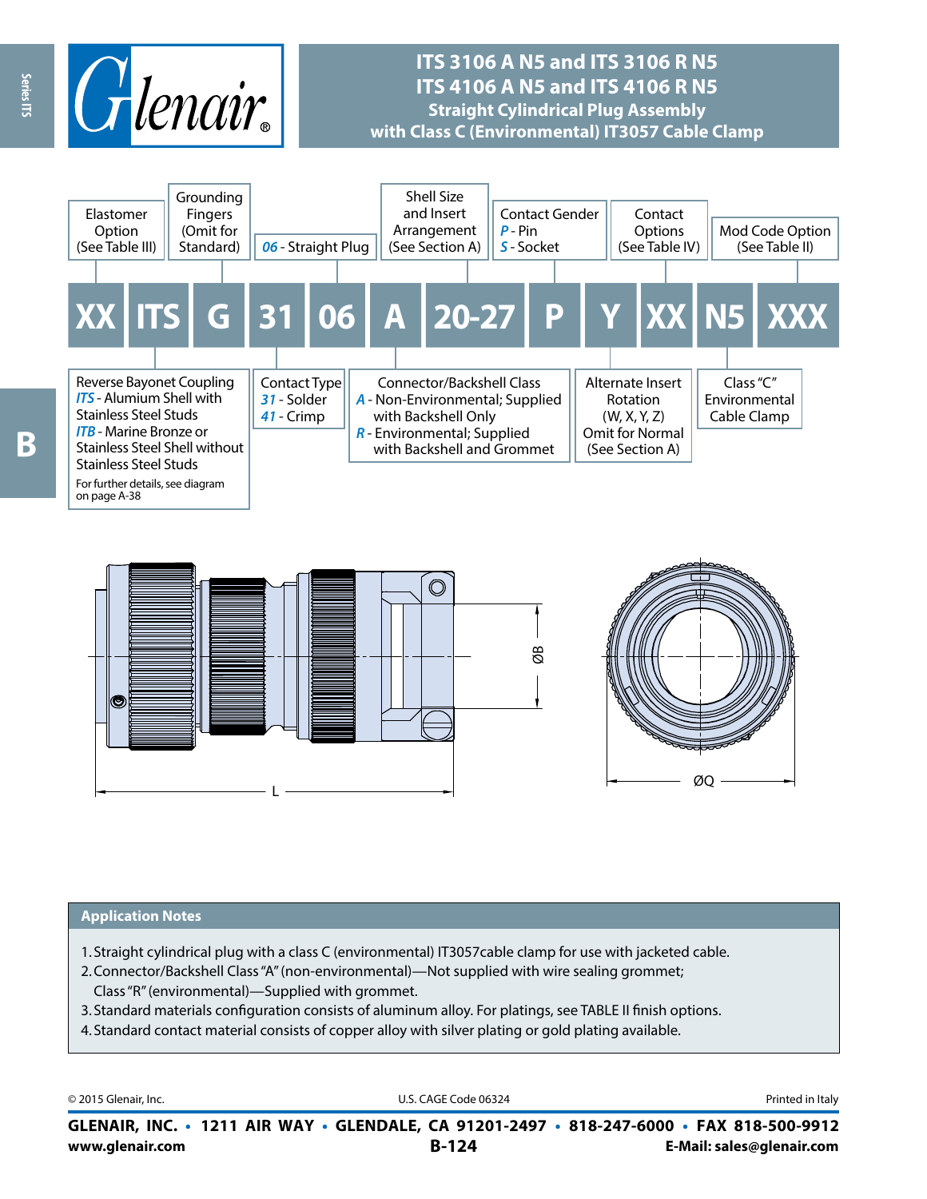# ITS 3106 A N5 and ITS 3106 R N5
# ITS 4106 A N5 and ITS 4106 R N5
## Straight Cylindrical Plug Assembly with Class C (Environmental) IT3057 Cable Clamp

| XX | ITS | G | 31 | 06 | A | 20-27 | P | Y | XX | N5 | XXX |
|---|---|---|---|---|---|---|---|---|---|---|---|

- **XX** – Elastomer Option (See Table III)
- **ITS** – Reverse Bayonet Coupling
  - *ITS* - Alumium Shell with Stainless Steel Studs
  - *ITB* - Marine Bronze or Stainless Steel Shell without Stainless Steel Studs
  - For further details, see diagram on page A-38
- **G** – Grounding Fingers (Omit for Standard)
- **31** – Contact Type
  - *31* - Solder
  - *41* - Crimp
- **06** – *06* - Straight Plug
- **A** – Connector/Backshell Class
  - *A* - Non-Environmental; Supplied with Backshell Only
  - *R* - Environmental; Supplied with Backshell and Grommet
- **20-27** – Shell Size and Insert Arrangement (See Section A)
- **P** – Contact Gender
  - *P* - Pin
  - *S* - Socket
- **Y** – Alternate Insert Rotation (W, X, Y, Z) Omit for Normal (See Section A)
- **XX** – Contact Options (See Table IV)
- **N5** – Class "C" Environmental Cable Clamp
- **XXX** – Mod Code Option (See Table II)

ØB

L

ØQ

## Application Notes

1. Straight cylindrical plug with a class C (environmental) IT3057cable clamp for use with jacketed cable.
2. Connector/Backshell Class "A" (non-environmental)—Not supplied with wire sealing grommet; Class "R" (environmental)—Supplied with grommet.
3. Standard materials configuration consists of aluminum alloy. For platings, see TABLE II finish options.
4. Standard contact material consists of copper alloy with silver plating or gold plating available.

© 2015 Glenair, Inc. U.S. CAGE Code 06324 Printed in Italy

**GLENAIR, INC. • 1211 AIR WAY • GLENDALE, CA 91201-2497 • 818-247-6000 • FAX 818-500-9912**
**www.glenair.com** **E-Mail: sales@glenair.com**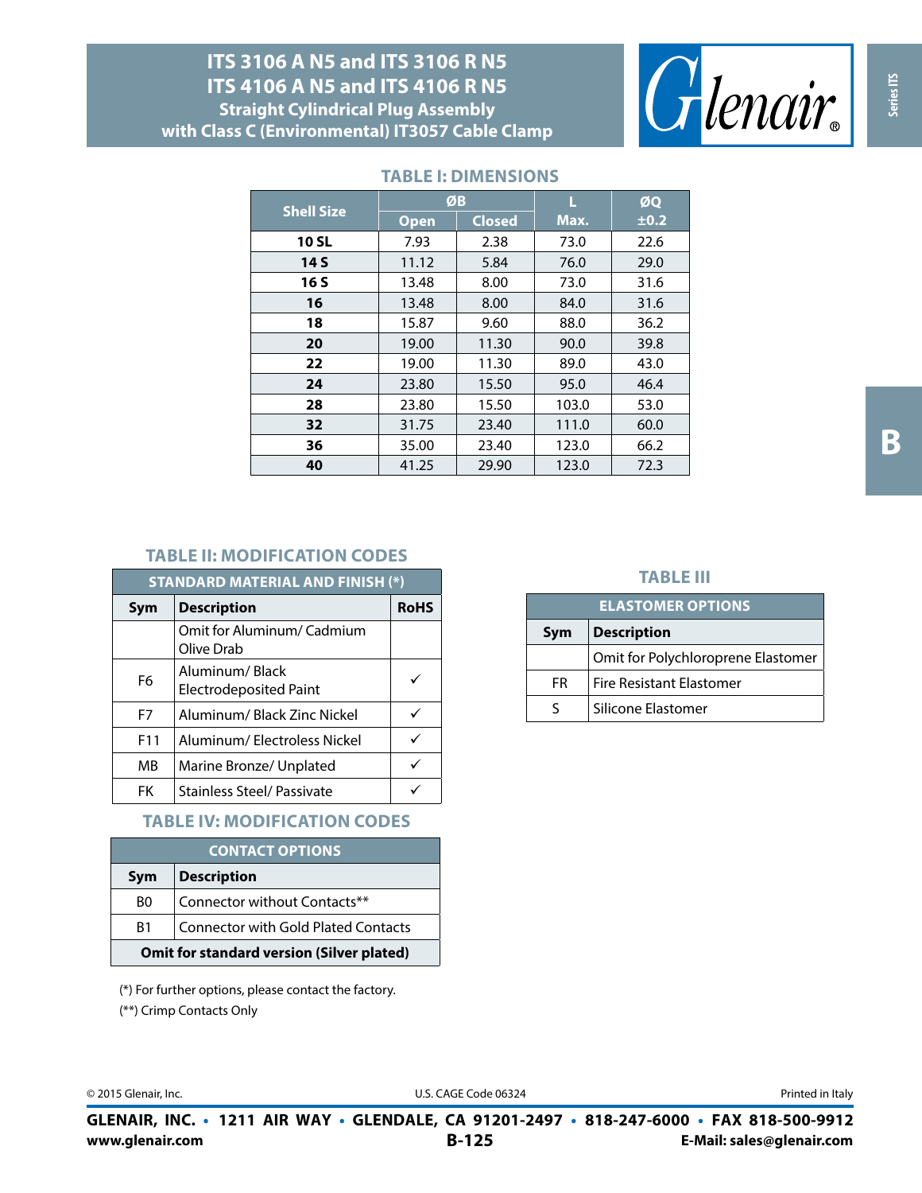# ITS 3106 A N5 and ITS 3106 R N5
# ITS 4106 A N5 and ITS 4106 R N5
## Straight Cylindrical Plug Assembly with Class C (Environmental) IT3057 Cable Clamp

### TABLE I: DIMENSIONS

| Shell Size | ØB | | L | ØQ |
|---|---|---|---|---|
| | Open | Closed | Max. | ±0.2 |
| **10 SL** | 7.93 | 2.38 | 73.0 | 22.6 |
| **14 S** | 11.12 | 5.84 | 76.0 | 29.0 |
| **16 S** | 13.48 | 8.00 | 73.0 | 31.6 |
| **16** | 13.48 | 8.00 | 84.0 | 31.6 |
| **18** | 15.87 | 9.60 | 88.0 | 36.2 |
| **20** | 19.00 | 11.30 | 90.0 | 39.8 |
| **22** | 19.00 | 11.30 | 89.0 | 43.0 |
| **24** | 23.80 | 15.50 | 95.0 | 46.4 |
| **28** | 23.80 | 15.50 | 103.0 | 53.0 |
| **32** | 31.75 | 23.40 | 111.0 | 60.0 |
| **36** | 35.00 | 23.40 | 123.0 | 66.2 |
| **40** | 41.25 | 29.90 | 123.0 | 72.3 |

### TABLE II: MODIFICATION CODES

| STANDARD MATERIAL AND FINISH (*) | | |
|---|---|---|
| **Sym** | **Description** | **RoHS** |
| | Omit for Aluminum/ Cadmium Olive Drab | |
| F6 | Aluminum/ Black Electrodeposited Paint | ✓ |
| F7 | Aluminum/ Black Zinc Nickel | ✓ |
| F11 | Aluminum/ Electroless Nickel | ✓ |
| MB | Marine Bronze/ Unplated | ✓ |
| FK | Stainless Steel/ Passivate | ✓ |

### TABLE III

| ELASTOMER OPTIONS | |
|---|---|
| **Sym** | **Description** |
| | Omit for Polychloroprene Elastomer |
| FR | Fire Resistant Elastomer |
| S | Silicone Elastomer |

### TABLE IV: MODIFICATION CODES

| CONTACT OPTIONS | |
|---|---|
| **Sym** | **Description** |
| B0 | Connector without Contacts** |
| B1 | Connector with Gold Plated Contacts |
| **Omit for standard version (Silver plated)** | |

(*) For further options, please contact the factory.

(**) Crimp Contacts Only